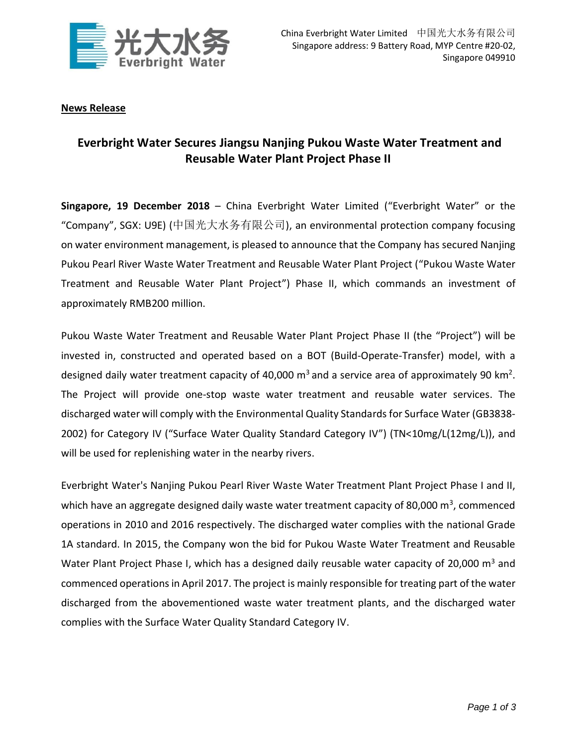China Everbright Water Limited 中国光大水务有限公司
Singapore address: 9 Battery Road, MYP Centre #20-02, Singapore 049910

**News Release**

# Everbright Water Secures Jiangsu Nanjing Pukou Waste Water Treatment and Reusable Water Plant Project Phase II

**Singapore, 19 December 2018** – China Everbright Water Limited ("Everbright Water" or the "Company", SGX: U9E) (中国光大水务有限公司), an environmental protection company focusing on water environment management, is pleased to announce that the Company has secured Nanjing Pukou Pearl River Waste Water Treatment and Reusable Water Plant Project ("Pukou Waste Water Treatment and Reusable Water Plant Project") Phase II, which commands an investment of approximately RMB200 million.

Pukou Waste Water Treatment and Reusable Water Plant Project Phase II (the "Project") will be invested in, constructed and operated based on a BOT (Build-Operate-Transfer) model, with a designed daily water treatment capacity of 40,000 $m^3$ and a service area of approximately 90 $km^2$. The Project will provide one-stop waste water treatment and reusable water services. The discharged water will comply with the Environmental Quality Standards for Surface Water (GB3838-2002) for Category IV ("Surface Water Quality Standard Category IV") (TN<10mg/L(12mg/L)), and will be used for replenishing water in the nearby rivers.

Everbright Water's Nanjing Pukou Pearl River Waste Water Treatment Plant Project Phase I and II, which have an aggregate designed daily waste water treatment capacity of 80,000 $m^3$, commenced operations in 2010 and 2016 respectively. The discharged water complies with the national Grade 1A standard. In 2015, the Company won the bid for Pukou Waste Water Treatment and Reusable Water Plant Project Phase I, which has a designed daily reusable water capacity of 20,000 $m^3$ and commenced operations in April 2017. The project is mainly responsible for treating part of the water discharged from the abovementioned waste water treatment plants, and the discharged water complies with the Surface Water Quality Standard Category IV.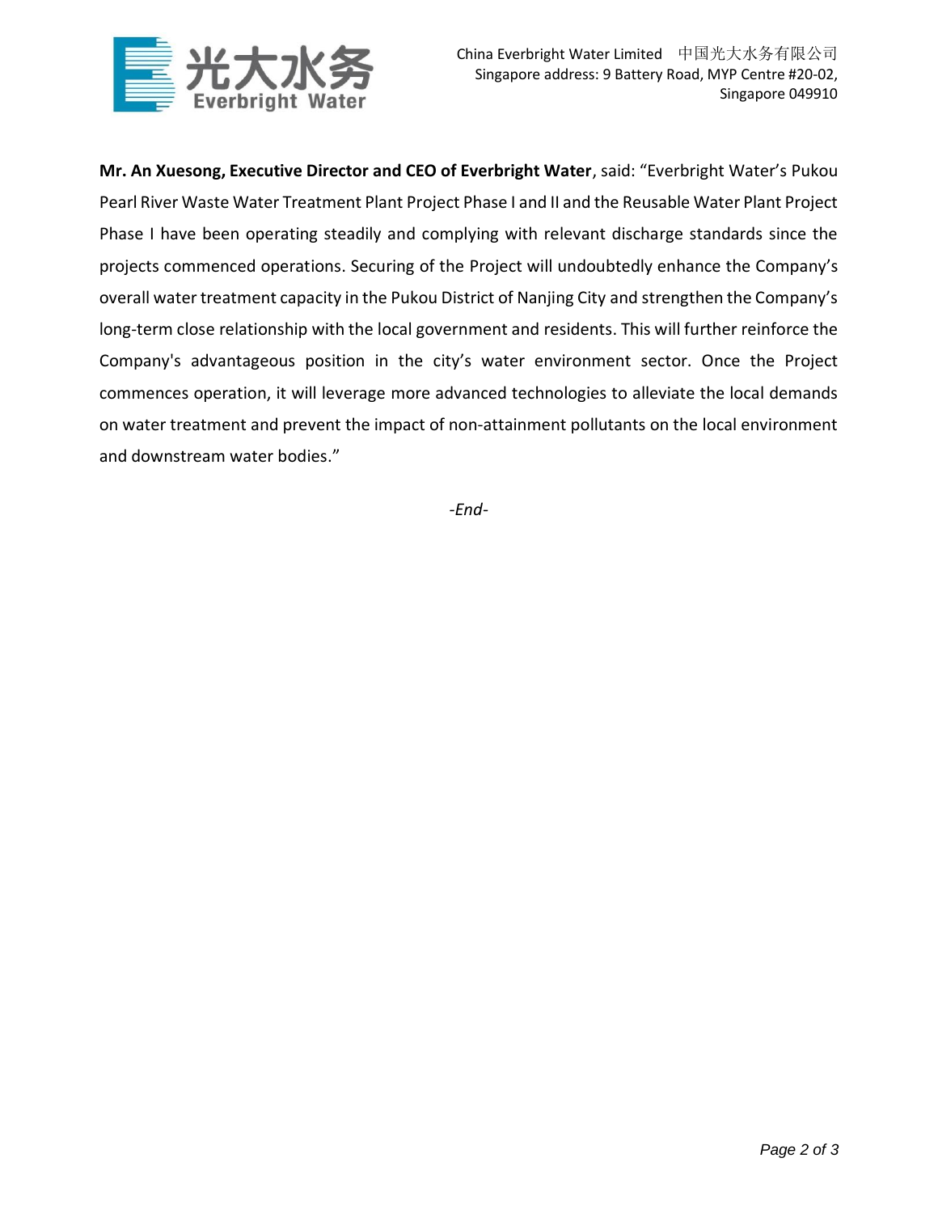**Mr. An Xuesong, Executive Director and CEO of Everbright Water**, said: "Everbright Water's Pukou Pearl River Waste Water Treatment Plant Project Phase I and II and the Reusable Water Plant Project Phase I have been operating steadily and complying with relevant discharge standards since the projects commenced operations. Securing of the Project will undoubtedly enhance the Company's overall water treatment capacity in the Pukou District of Nanjing City and strengthen the Company's long-term close relationship with the local government and residents. This will further reinforce the Company's advantageous position in the city's water environment sector. Once the Project commences operation, it will leverage more advanced technologies to alleviate the local demands on water treatment and prevent the impact of non-attainment pollutants on the local environment and downstream water bodies."

*-End-*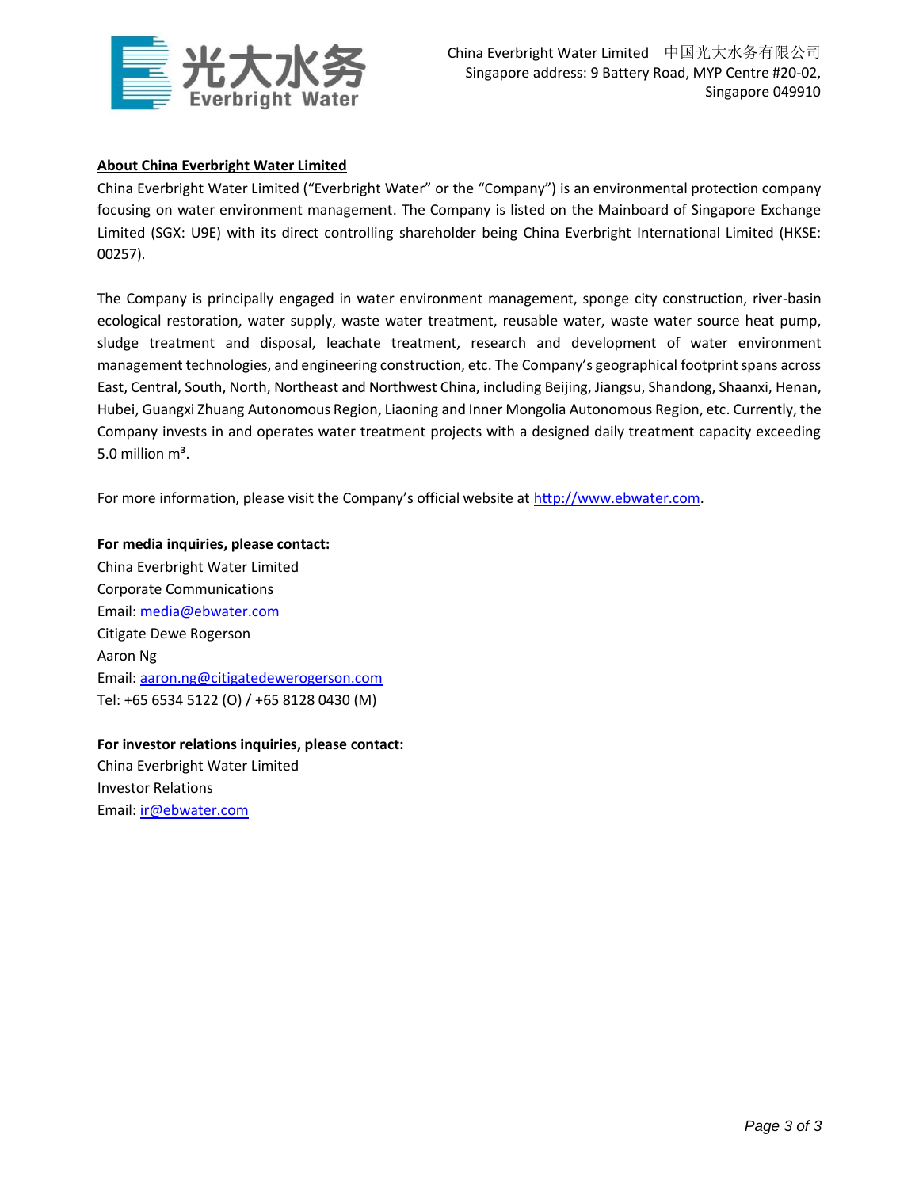**About China Everbright Water Limited**

China Everbright Water Limited ("Everbright Water" or the "Company") is an environmental protection company focusing on water environment management. The Company is listed on the Mainboard of Singapore Exchange Limited (SGX: U9E) with its direct controlling shareholder being China Everbright International Limited (HKSE: 00257).

The Company is principally engaged in water environment management, sponge city construction, river-basin ecological restoration, water supply, waste water treatment, reusable water, waste water source heat pump, sludge treatment and disposal, leachate treatment, research and development of water environment management technologies, and engineering construction, etc. The Company's geographical footprint spans across East, Central, South, North, Northeast and Northwest China, including Beijing, Jiangsu, Shandong, Shaanxi, Henan, Hubei, Guangxi Zhuang Autonomous Region, Liaoning and Inner Mongolia Autonomous Region, etc. Currently, the Company invests in and operates water treatment projects with a designed daily treatment capacity exceeding 5.0 million m³.

For more information, please visit the Company's official website at http://www.ebwater.com.

**For media inquiries, please contact:**

China Everbright Water Limited
Corporate Communications
Email: media@ebwater.com
Citigate Dewe Rogerson
Aaron Ng
Email: aaron.ng@citigatedewerogerson.com
Tel: +65 6534 5122 (O) / +65 8128 0430 (M)

**For investor relations inquiries, please contact:**

China Everbright Water Limited
Investor Relations
Email: ir@ebwater.com